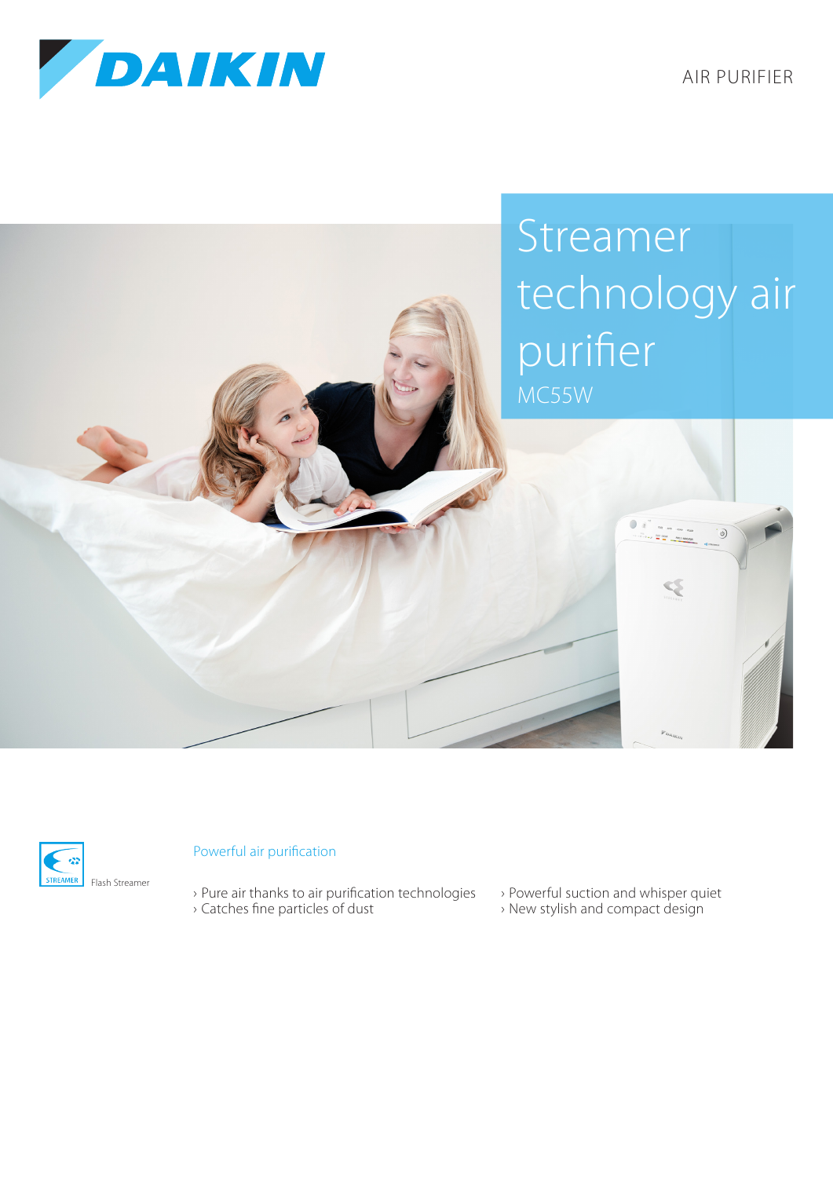DAIKIN

AIR PURIFIER

# Streamer technology air purifier

MC55W

STREAMER

Flash Streamer

## Powerful air purification

- Pure air thanks to air purification technologies
- Catches fine particles of dust
- Powerful suction and whisper quiet
- New stylish and compact design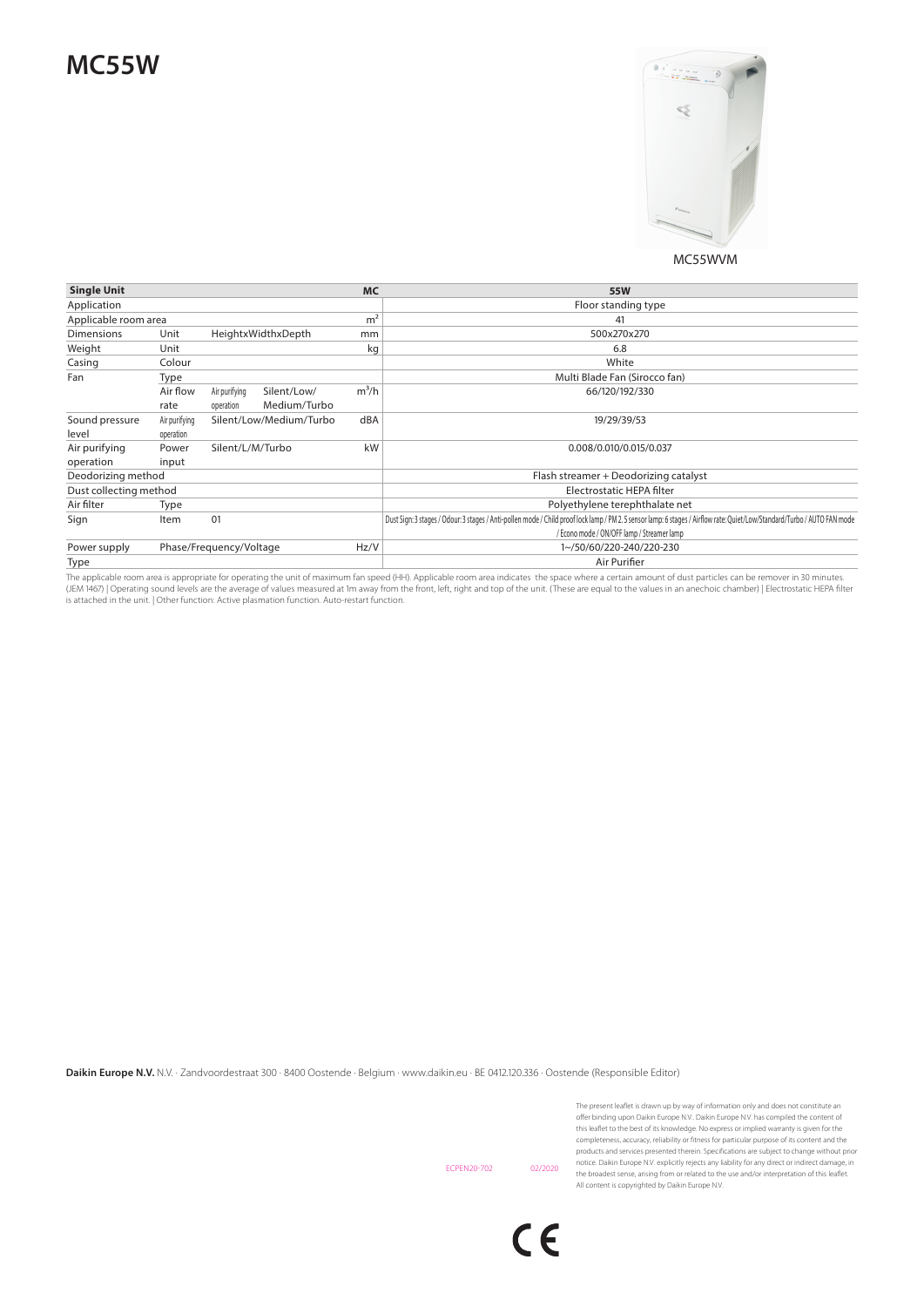# MC55W

MC55WVM

| Single Unit | | | | MC | 55W |
|---|---|---|---|---|---|
| Application | | | | | Floor standing type |
| Applicable room area | | | | m² | 41 |
| Dimensions | Unit | HeightxWidthxDepth | | mm | 500x270x270 |
| Weight | Unit | | | kg | 6.8 |
| Casing | Colour | | | | White |
| Fan | Type | | | | Multi Blade Fan (Sirocco fan) |
| | Air flow rate | Air purifying operation | Silent/Low/ Medium/Turbo | $m^3/h$ | 66/120/192/330 |
| Sound pressure level | Air purifying operation | Silent/Low/Medium/Turbo | | dBA | 19/29/39/53 |
| Air purifying operation | Power input | Silent/L/M/Turbo | | kW | 0.008/0.010/0.015/0.037 |
| Deodorizing method | | | | | Flash streamer + Deodorizing catalyst |
| Dust collecting method | | | | | Electrostatic HEPA filter |
| Air filter | Type | | | | Polyethylene terephthalate net |
| Sign | Item | 01 | | | Dust Sign: 3 stages / Odour: 3 stages / Anti-pollen mode / Child proof lock lamp / PM 2.5 sensor lamp: 6 stages / Airflow rate: Quiet/Low/Standard/Turbo / AUTO FAN mode / Econo mode / ON/OFF lamp / Streamer lamp |
| Power supply | Phase/Frequency/Voltage | | | Hz/V | 1~/50/60/220-240/220-230 |
| Type | | | | | Air Purifier |

The applicable room area is appropriate for operating the unit of maximum fan speed (HH). Applicable room area indicates the space where a certain amount of dust particles can be remover in 30 minutes. (JEM 1467) | Operating sound levels are the average of values measured at 1m away from the front, left, right and top of the unit. (These are equal to the values in an anechoic chamber) | Electrostatic HEPA filter is attached in the unit. | Other function: Active plasmation function. Auto-restart function.

**Daikin Europe N.V.** N.V. · Zandvoordestraat 300 · 8400 Oostende · Belgium · www.daikin.eu · BE 0412.120.336 · Oostende (Responsible Editor)

ECPEN20-702 02/2020

The present leaflet is drawn up by way of information only and does not constitute an offer binding upon Daikin Europe N.V.. Daikin Europe N.V. has compiled the content of this leaflet to the best of its knowledge. No express or implied warranty is given for the completeness, accuracy, reliability or fitness for particular purpose of its content and the products and services presented therein. Specifications are subject to change without prior notice. Daikin Europe N.V. explicitly rejects any liability for any direct or indirect damage, in the broadest sense, arising from or related to the use and/or interpretation of this leaflet. All content is copyrighted by Daikin Europe N.V.

CE